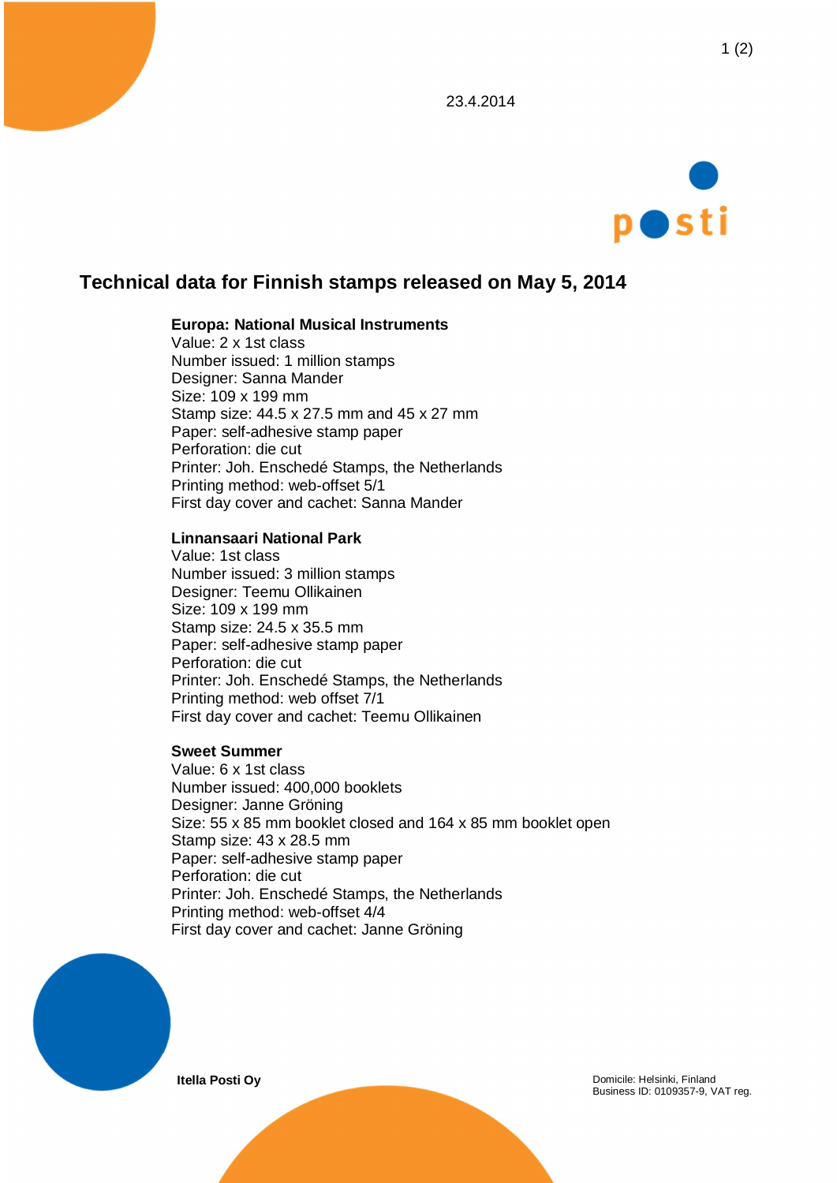23.4.2014

# Technical data for Finnish stamps released on May 5, 2014

**Europa: National Musical Instruments**
Value: 2 x 1st class
Number issued: 1 million stamps
Designer: Sanna Mander
Size: 109 x 199 mm
Stamp size: 44.5 x 27.5 mm and 45 x 27 mm
Paper: self-adhesive stamp paper
Perforation: die cut
Printer: Joh. Enschedé Stamps, the Netherlands
Printing method: web-offset 5/1
First day cover and cachet: Sanna Mander

**Linnansaari National Park**
Value: 1st class
Number issued: 3 million stamps
Designer: Teemu Ollikainen
Size: 109 x 199 mm
Stamp size: 24.5 x 35.5 mm
Paper: self-adhesive stamp paper
Perforation: die cut
Printer: Joh. Enschedé Stamps, the Netherlands
Printing method: web offset 7/1
First day cover and cachet: Teemu Ollikainen

**Sweet Summer**
Value: 6 x 1st class
Number issued: 400,000 booklets
Designer: Janne Gröning
Size: 55 x 85 mm booklet closed and 164 x 85 mm booklet open
Stamp size: 43 x 28.5 mm
Paper: self-adhesive stamp paper
Perforation: die cut
Printer: Joh. Enschedé Stamps, the Netherlands
Printing method: web-offset 4/4
First day cover and cachet: Janne Gröning

**Itella Posti Oy**

Domicile: Helsinki, Finland
Business ID: 0109357-9, VAT reg.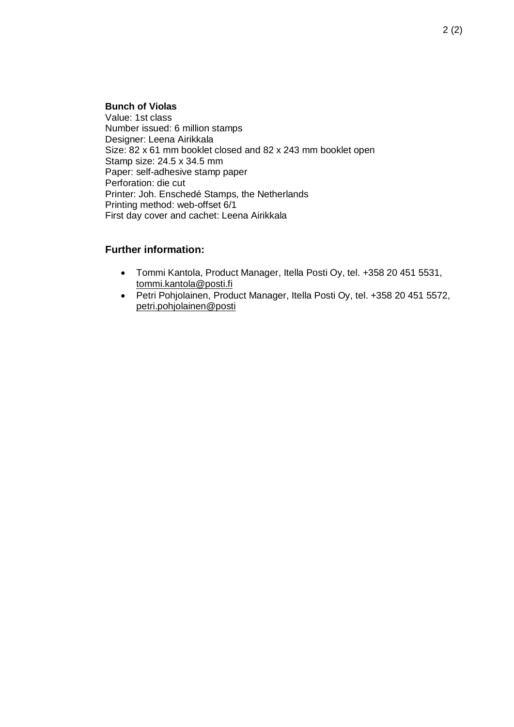**Bunch of Violas**
Value: 1st class
Number issued: 6 million stamps
Designer: Leena Airikkala
Size: 82 x 61 mm booklet closed and 82 x 243 mm booklet open
Stamp size: 24.5 x 34.5 mm
Paper: self-adhesive stamp paper
Perforation: die cut
Printer: Joh. Enschedé Stamps, the Netherlands
Printing method: web-offset 6/1
First day cover and cachet: Leena Airikkala

## Further information:

- Tommi Kantola, Product Manager, Itella Posti Oy, tel. +358 20 451 5531, tommi.kantola@posti.fi
- Petri Pohjolainen, Product Manager, Itella Posti Oy, tel. +358 20 451 5572, petri.pohjolainen@posti